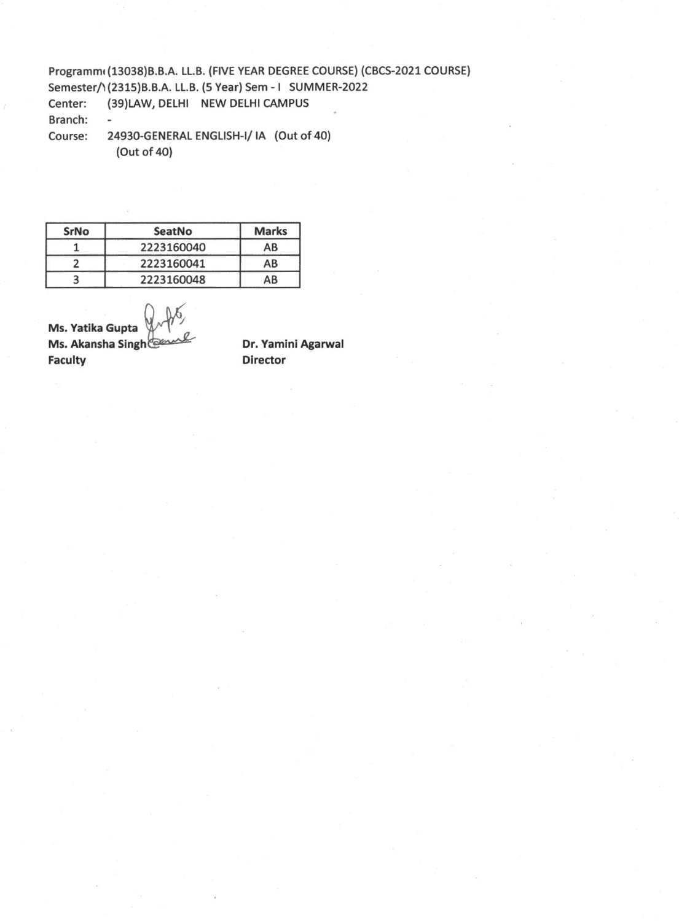Programm( (13038)B.B.A. LL.B. (FIVE YEAR DEGREE COURSE) (CBCS-2021 COURSE)
Semester/\ (2315)B.B.A. LL.B. (5 Year) Sem - I SUMMER-2022
Center: (39)LAW, DELHI NEW DELHI CAMPUS
Branch: -
Course: 24930-GENERAL ENGLISH-I/ IA (Out of 40)
(Out of 40)

| SrNo | SeatNo | Marks |
|---|---|---|
| 1 | 2223160040 | AB |
| 2 | 2223160041 | AB |
| 3 | 2223160048 | AB |

**Ms. Yatika Gupta**
**Ms. Akansha Singh**
**Faculty**

**Dr. Yamini Agarwal**
**Director**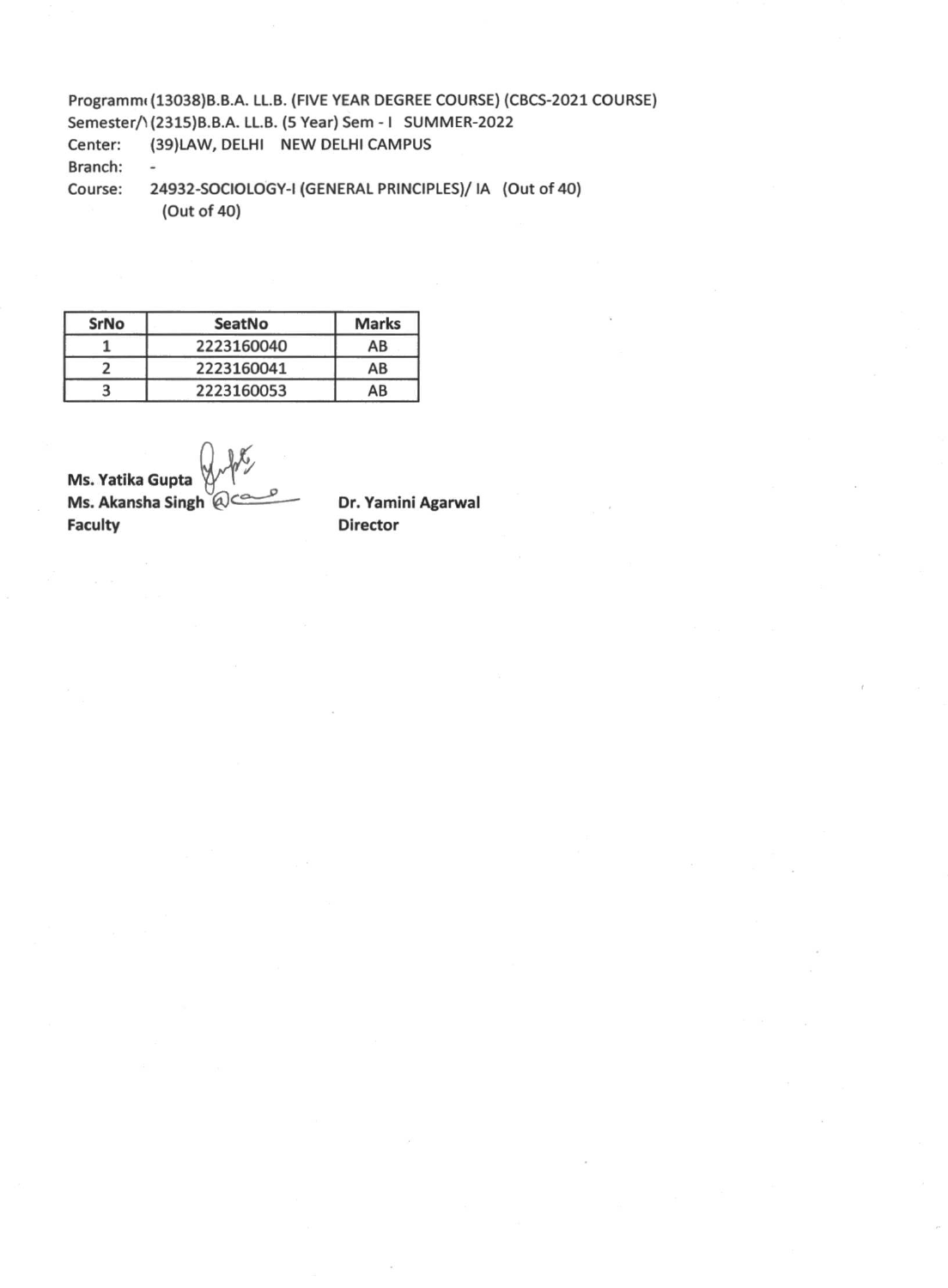Programm( (13038)B.B.A. LL.B. (FIVE YEAR DEGREE COURSE) (CBCS-2021 COURSE)
Semester/\ (2315)B.B.A. LL.B. (5 Year) Sem - I SUMMER-2022
Center: (39)LAW, DELHI NEW DELHI CAMPUS
Branch: -
Course: 24932-SOCIOLOGY-I (GENERAL PRINCIPLES)/ IA (Out of 40)
(Out of 40)

| SrNo | SeatNo | Marks |
|---|---|---|
| 1 | 2223160040 | AB |
| 2 | 2223160041 | AB |
| 3 | 2223160053 | AB |

**Ms. Yatika Gupta**
**Ms. Akansha Singh**
**Faculty**

**Dr. Yamini Agarwal**
**Director**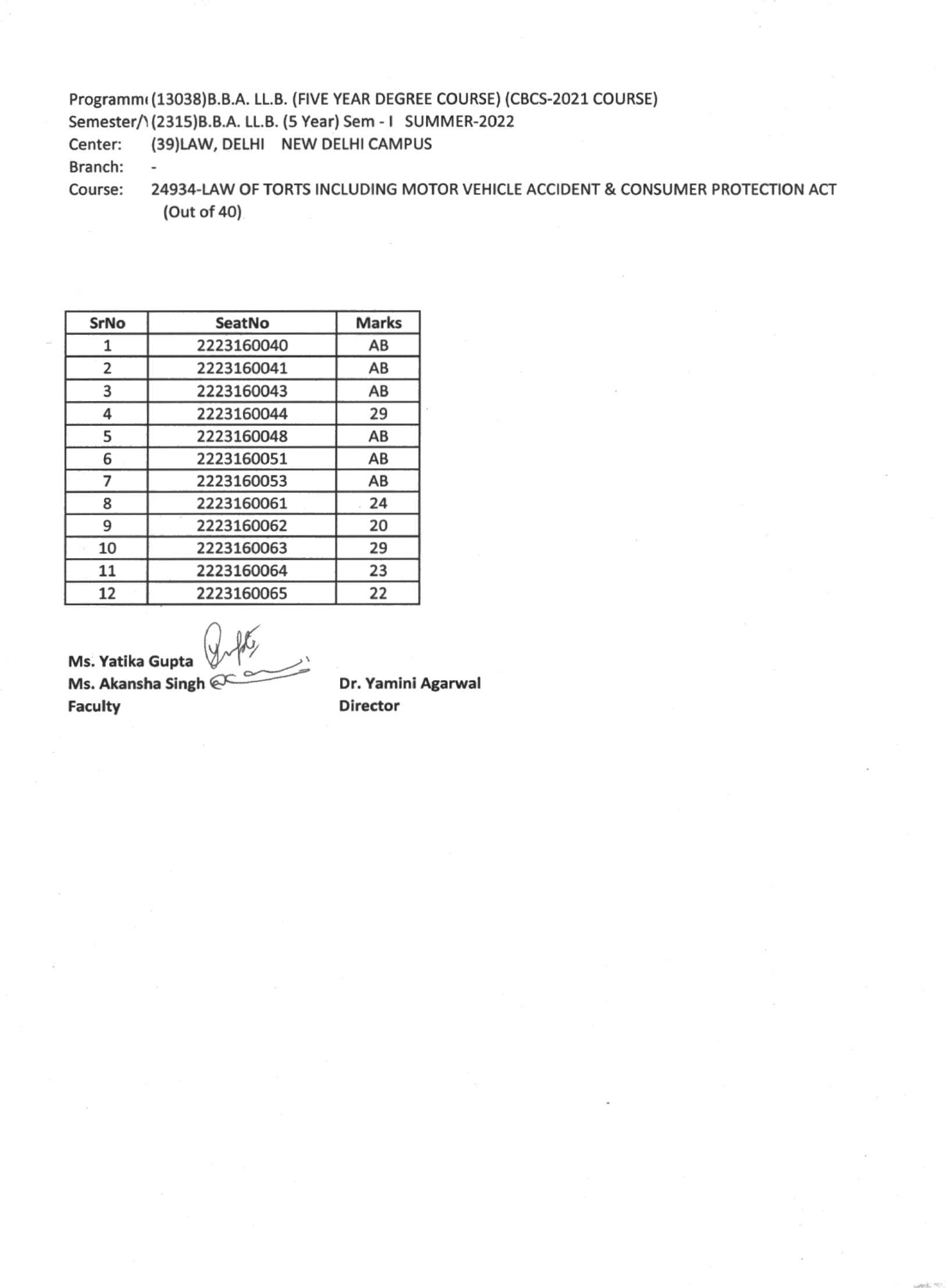Programm(13038)B.B.A. LL.B. (FIVE YEAR DEGREE COURSE) (CBCS-2021 COURSE)
Semester/\(2315)B.B.A. LL.B. (5 Year) Sem - I SUMMER-2022
Center: (39)LAW, DELHI NEW DELHI CAMPUS
Branch: -
Course: 24934-LAW OF TORTS INCLUDING MOTOR VEHICLE ACCIDENT & CONSUMER PROTECTION ACT (Out of 40)

| SrNo | SeatNo | Marks |
|---|---|---|
| 1 | 2223160040 | AB |
| 2 | 2223160041 | AB |
| 3 | 2223160043 | AB |
| 4 | 2223160044 | 29 |
| 5 | 2223160048 | AB |
| 6 | 2223160051 | AB |
| 7 | 2223160053 | AB |
| 8 | 2223160061 | 24 |
| 9 | 2223160062 | 20 |
| 10 | 2223160063 | 29 |
| 11 | 2223160064 | 23 |
| 12 | 2223160065 | 22 |

**Ms. Yatika Gupta**
**Ms. Akansha Singh**
**Faculty**

**Dr. Yamini Agarwal**
**Director**